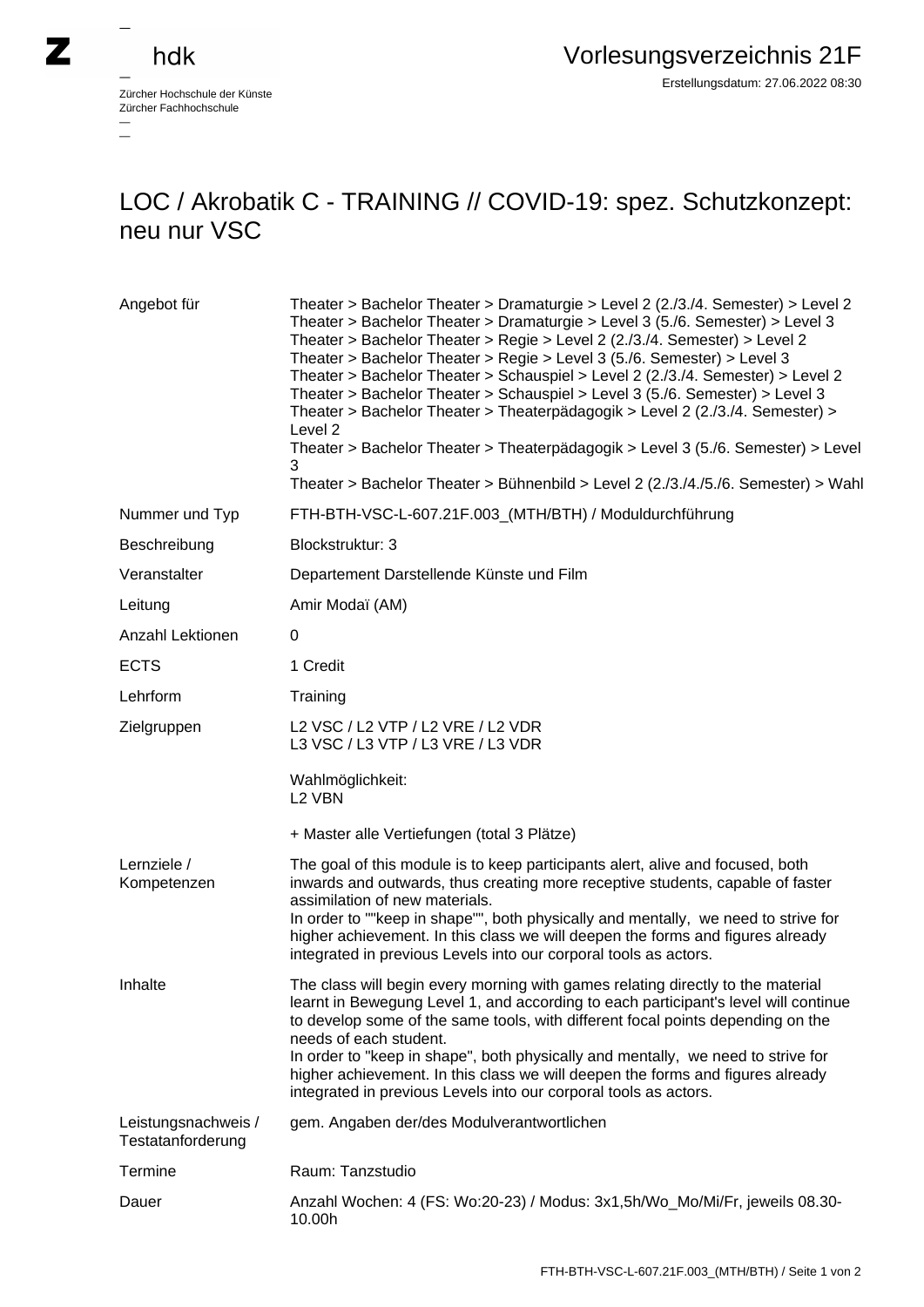Zürcher Hochschule der Künste
Zürcher Fachhochschule

# Vorlesungsverzeichnis 21F

Erstellungsdatum: 27.06.2022 08:30

## LOC / Akrobatik C - TRAINING // COVID-19: spez. Schutzkonzept: neu nur VSC

| | |
|---|---|
| Angebot für | Theater > Bachelor Theater > Dramaturgie > Level 2 (2./3./4. Semester) > Level 2<br>Theater > Bachelor Theater > Dramaturgie > Level 3 (5./6. Semester) > Level 3<br>Theater > Bachelor Theater > Regie > Level 2 (2./3./4. Semester) > Level 2<br>Theater > Bachelor Theater > Regie > Level 3 (5./6. Semester) > Level 3<br>Theater > Bachelor Theater > Schauspiel > Level 2 (2./3./4. Semester) > Level 2<br>Theater > Bachelor Theater > Schauspiel > Level 3 (5./6. Semester) > Level 3<br>Theater > Bachelor Theater > Theaterpädagogik > Level 2 (2./3./4. Semester) > Level 2<br>Theater > Bachelor Theater > Theaterpädagogik > Level 3 (5./6. Semester) > Level 3<br>Theater > Bachelor Theater > Bühnenbild > Level 2 (2./3./4./5./6. Semester) > Wahl |
| Nummer und Typ | FTH-BTH-VSC-L-607.21F.003_(MTH/BTH) / Moduldurchführung |
| Beschreibung | Blockstruktur: 3 |
| Veranstalter | Departement Darstellende Künste und Film |
| Leitung | Amir Modaï (AM) |
| Anzahl Lektionen | 0 |
| ECTS | 1 Credit |
| Lehrform | Training |
| Zielgruppen | L2 VSC / L2 VTP / L2 VRE / L2 VDR<br>L3 VSC / L3 VTP / L3 VRE / L3 VDR<br><br>Wahlmöglichkeit:<br>L2 VBN<br><br>+ Master alle Vertiefungen (total 3 Plätze) |
| Lernziele / Kompetenzen | The goal of this module is to keep participants alert, alive and focused, both inwards and outwards, thus creating more receptive students, capable of faster assimilation of new materials.<br>In order to ""keep in shape"", both physically and mentally, we need to strive for higher achievement. In this class we will deepen the forms and figures already integrated in previous Levels into our corporal tools as actors. |
| Inhalte | The class will begin every morning with games relating directly to the material learnt in Bewegung Level 1, and according to each participant's level will continue to develop some of the same tools, with different focal points depending on the needs of each student.<br>In order to "keep in shape", both physically and mentally, we need to strive for higher achievement. In this class we will deepen the forms and figures already integrated in previous Levels into our corporal tools as actors. |
| Leistungsnachweis / Testatanforderung | gem. Angaben der/des Modulverantwortlichen |
| Termine | Raum: Tanzstudio |
| Dauer | Anzahl Wochen: 4 (FS: Wo:20-23) / Modus: 3x1,5h/Wo_Mo/Mi/Fr, jeweils 08.30-10.00h |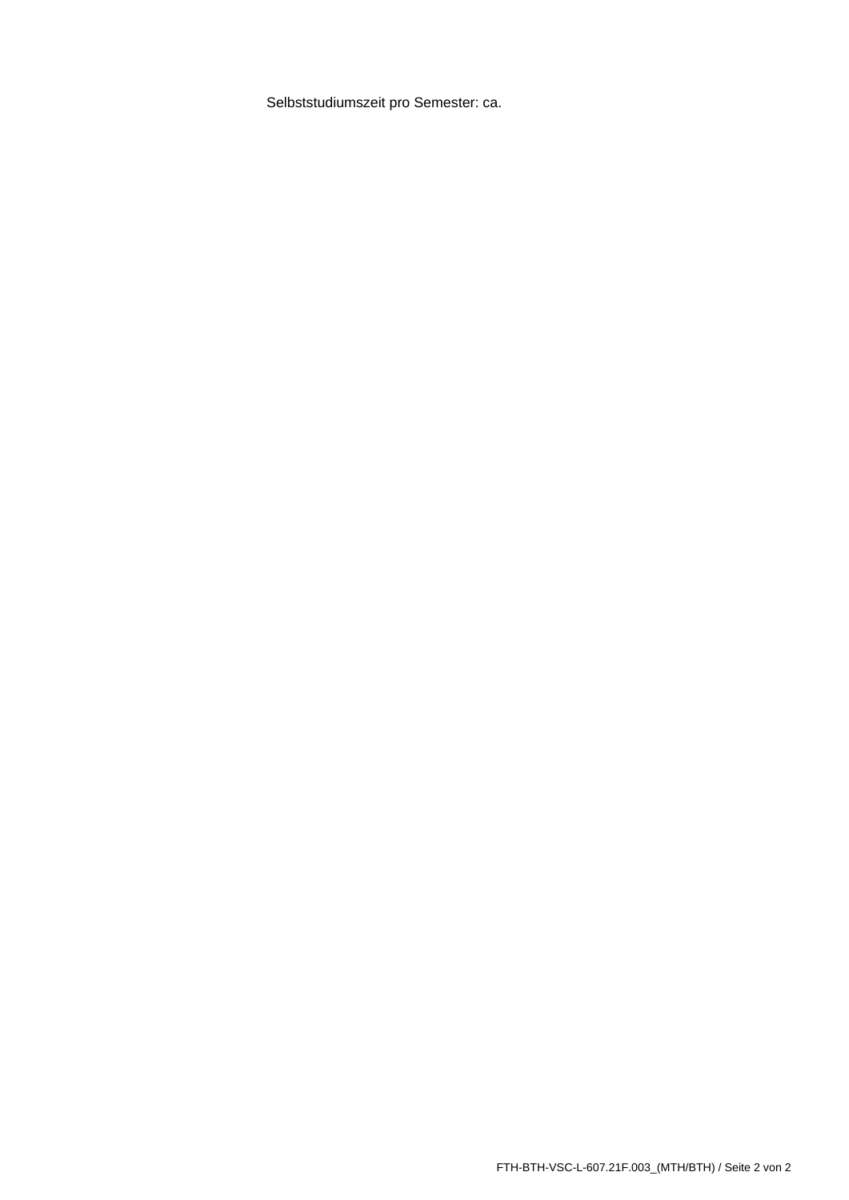Selbststudiumszeit pro Semester: ca.